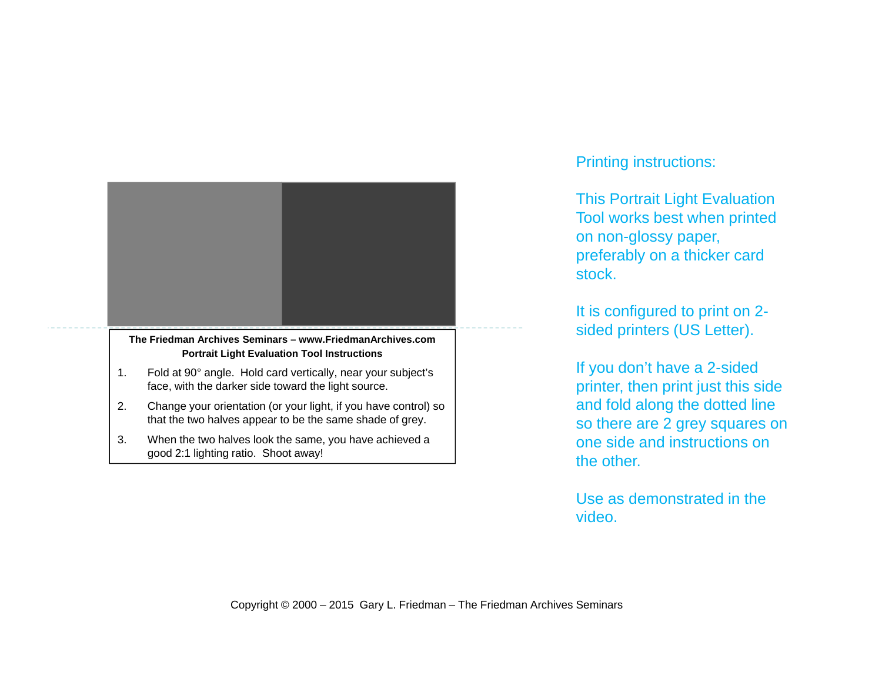**The Friedman Archives Seminars – www.FriedmanArchives.com**

**Portrait Light Evaluation Tool Instructions**

1. Fold at 90° angle. Hold card vertically, near your subject's face, with the darker side toward the light source.
2. Change your orientation (or your light, if you have control) so that the two halves appear to be the same shade of grey.
3. When the two halves look the same, you have achieved a good 2:1 lighting ratio. Shoot away!

Printing instructions:

This Portrait Light Evaluation Tool works best when printed on non-glossy paper, preferably on a thicker card stock.

It is configured to print on 2-sided printers (US Letter).

If you don't have a 2-sided printer, then print just this side and fold along the dotted line so there are 2 grey squares on one side and instructions on the other.

Use as demonstrated in the video.

Copyright © 2000 – 2015 Gary L. Friedman – The Friedman Archives Seminars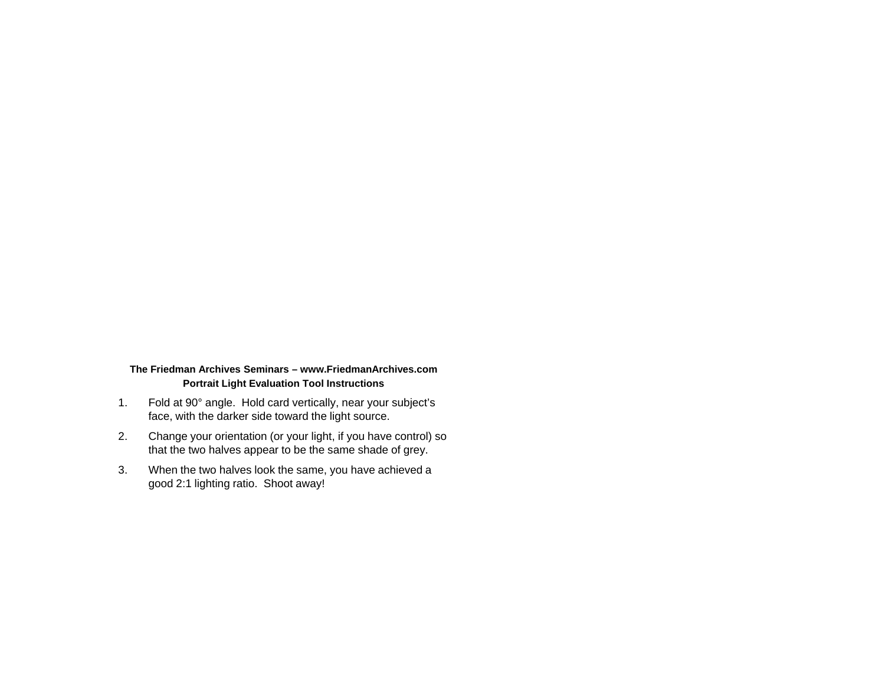**The Friedman Archives Seminars – www.FriedmanArchives.com**
**Portrait Light Evaluation Tool Instructions**

1. Fold at 90° angle. Hold card vertically, near your subject's face, with the darker side toward the light source.
2. Change your orientation (or your light, if you have control) so that the two halves appear to be the same shade of grey.
3. When the two halves look the same, you have achieved a good 2:1 lighting ratio. Shoot away!